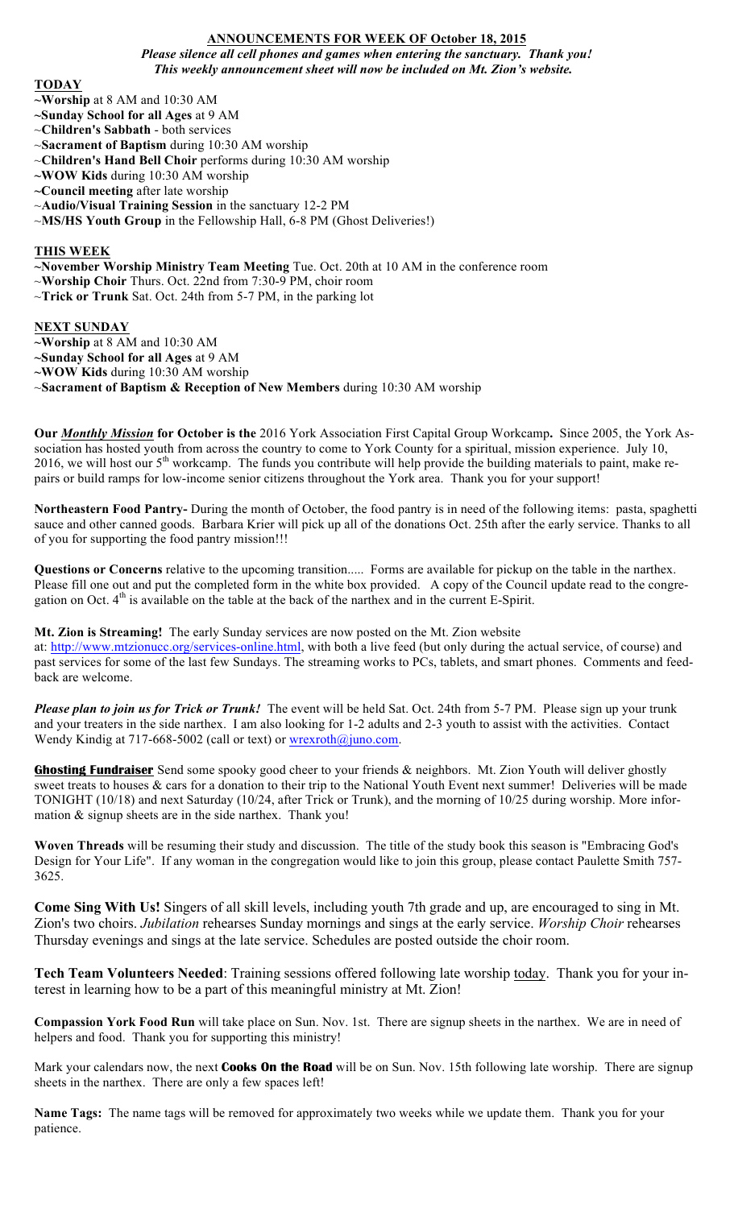## ANNOUNCEMENTS FOR WEEK OF October 18, 2015

***Please silence all cell phones and games when entering the sanctuary. Thank you!***
***This weekly announcement sheet will now be included on Mt. Zion's website.***

### TODAY

~**Worship** at 8 AM and 10:30 AM
~**Sunday School for all Ages** at 9 AM
~**Children's Sabbath** - both services
~**Sacrament of Baptism** during 10:30 AM worship
~**Children's Hand Bell Choir** performs during 10:30 AM worship
~**WOW Kids** during 10:30 AM worship
~**Council meeting** after late worship
~**Audio/Visual Training Session** in the sanctuary 12-2 PM
~**MS/HS Youth Group** in the Fellowship Hall, 6-8 PM (Ghost Deliveries!)

### THIS WEEK

~**November Worship Ministry Team Meeting** Tue. Oct. 20th at 10 AM in the conference room
~**Worship Choir** Thurs. Oct. 22nd from 7:30-9 PM, choir room
~**Trick or Trunk** Sat. Oct. 24th from 5-7 PM, in the parking lot

### NEXT SUNDAY

~**Worship** at 8 AM and 10:30 AM
~**Sunday School for all Ages** at 9 AM
~**WOW Kids** during 10:30 AM worship
~**Sacrament of Baptism & Reception of New Members** during 10:30 AM worship

**Our *Monthly Mission* for October is the** 2016 York Association First Capital Group Workcamp**.** Since 2005, the York Association has hosted youth from across the country to come to York County for a spiritual, mission experience. July 10, 2016, we will host our 5th workcamp. The funds you contribute will help provide the building materials to paint, make repairs or build ramps for low-income senior citizens throughout the York area. Thank you for your support!

**Northeastern Food Pantry-** During the month of October, the food pantry is in need of the following items: pasta, spaghetti sauce and other canned goods. Barbara Krier will pick up all of the donations Oct. 25th after the early service. Thanks to all of you for supporting the food pantry mission!!!

**Questions or Concerns** relative to the upcoming transition..... Forms are available for pickup on the table in the narthex. Please fill one out and put the completed form in the white box provided. A copy of the Council update read to the congregation on Oct. 4th is available on the table at the back of the narthex and in the current E-Spirit.

**Mt. Zion is Streaming!** The early Sunday services are now posted on the Mt. Zion website at: http://www.mtzionucc.org/services-online.html, with both a live feed (but only during the actual service, of course) and past services for some of the last few Sundays. The streaming works to PCs, tablets, and smart phones. Comments and feedback are welcome.

***Please plan to join us for Trick or Trunk!*** The event will be held Sat. Oct. 24th from 5-7 PM. Please sign up your trunk and your treaters in the side narthex. I am also looking for 1-2 adults and 2-3 youth to assist with the activities. Contact Wendy Kindig at 717-668-5002 (call or text) or wrexroth@juno.com.

**Ghosting Fundraiser** Send some spooky good cheer to your friends & neighbors. Mt. Zion Youth will deliver ghostly sweet treats to houses & cars for a donation to their trip to the National Youth Event next summer! Deliveries will be made TONIGHT (10/18) and next Saturday (10/24, after Trick or Trunk), and the morning of 10/25 during worship. More information & signup sheets are in the side narthex. Thank you!

**Woven Threads** will be resuming their study and discussion. The title of the study book this season is "Embracing God's Design for Your Life". If any woman in the congregation would like to join this group, please contact Paulette Smith 757-3625.

**Come Sing With Us!** Singers of all skill levels, including youth 7th grade and up, are encouraged to sing in Mt. Zion's two choirs. *Jubilation* rehearses Sunday mornings and sings at the early service. *Worship Choir* rehearses Thursday evenings and sings at the late service. Schedules are posted outside the choir room.

**Tech Team Volunteers Needed**: Training sessions offered following late worship today. Thank you for your interest in learning how to be a part of this meaningful ministry at Mt. Zion!

**Compassion York Food Run** will take place on Sun. Nov. 1st. There are signup sheets in the narthex. We are in need of helpers and food. Thank you for supporting this ministry!

Mark your calendars now, the next **Cooks On the Road** will be on Sun. Nov. 15th following late worship. There are signup sheets in the narthex. There are only a few spaces left!

**Name Tags:** The name tags will be removed for approximately two weeks while we update them. Thank you for your patience.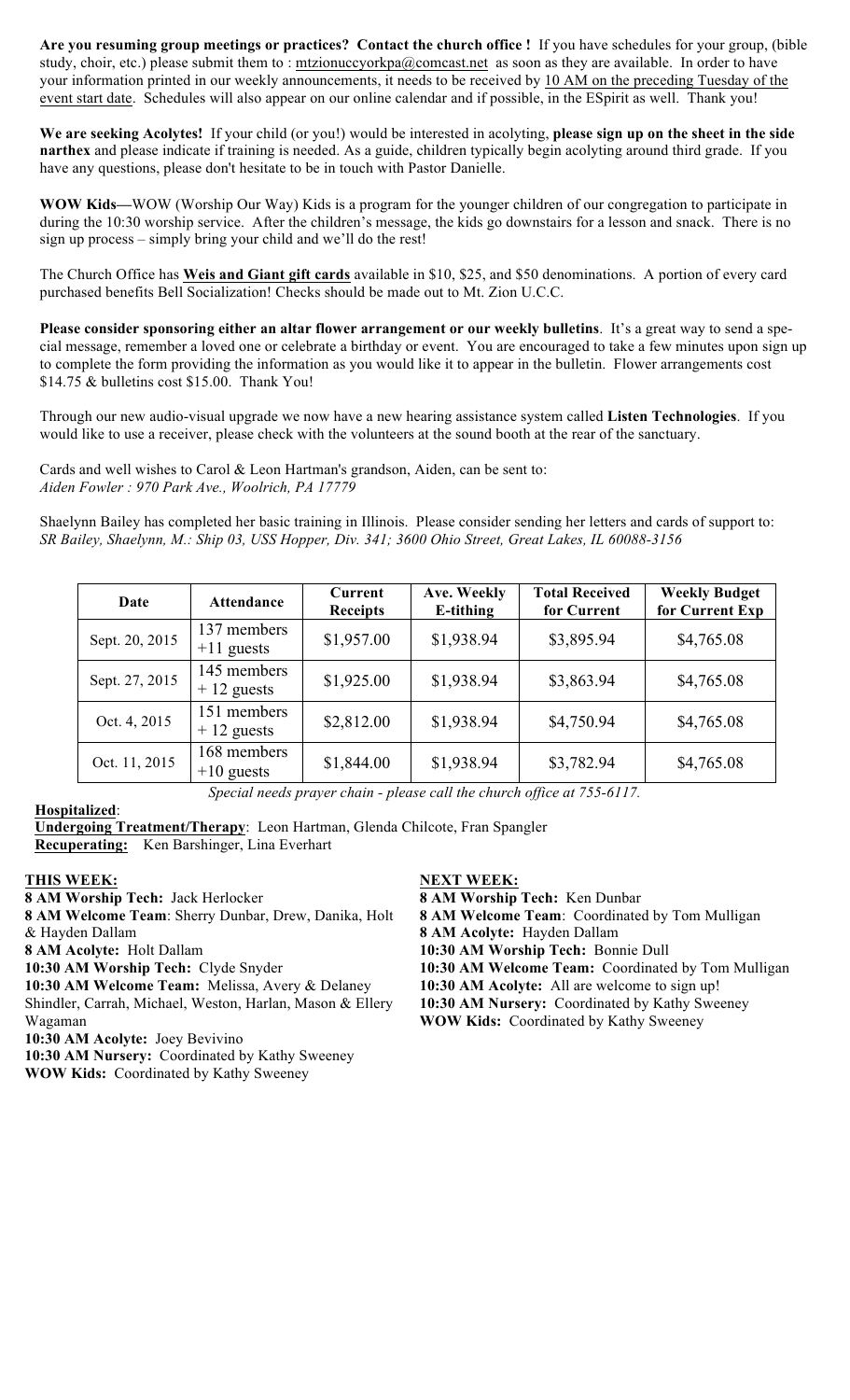**Are you resuming group meetings or practices? Contact the church office !** If you have schedules for your group, (bible study, choir, etc.) please submit them to : mtzionuccyorkpa@comcast.net as soon as they are available. In order to have your information printed in our weekly announcements, it needs to be received by 10 AM on the preceding Tuesday of the event start date. Schedules will also appear on our online calendar and if possible, in the ESpirit as well. Thank you!

**We are seeking Acolytes!** If your child (or you!) would be interested in acolyting, **please sign up on the sheet in the side narthex** and please indicate if training is needed. As a guide, children typically begin acolyting around third grade. If you have any questions, please don't hesitate to be in touch with Pastor Danielle.

**WOW Kids—**WOW (Worship Our Way) Kids is a program for the younger children of our congregation to participate in during the 10:30 worship service. After the children's message, the kids go downstairs for a lesson and snack. There is no sign up process – simply bring your child and we'll do the rest!

The Church Office has **Weis and Giant gift cards** available in $10, $25, and $50 denominations. A portion of every card purchased benefits Bell Socialization! Checks should be made out to Mt. Zion U.C.C.

**Please consider sponsoring either an altar flower arrangement or our weekly bulletins**. It's a great way to send a special message, remember a loved one or celebrate a birthday or event. You are encouraged to take a few minutes upon sign up to complete the form providing the information as you would like it to appear in the bulletin. Flower arrangements cost $14.75 & bulletins cost $15.00. Thank You!

Through our new audio-visual upgrade we now have a new hearing assistance system called **Listen Technologies**. If you would like to use a receiver, please check with the volunteers at the sound booth at the rear of the sanctuary.

Cards and well wishes to Carol & Leon Hartman's grandson, Aiden, can be sent to:
*Aiden Fowler : 970 Park Ave., Woolrich, PA 17779*

Shaelynn Bailey has completed her basic training in Illinois. Please consider sending her letters and cards of support to:
*SR Bailey, Shaelynn, M.: Ship 03, USS Hopper, Div. 341; 3600 Ohio Street, Great Lakes, IL 60088-3156*

| Date | Attendance | Current Receipts | Ave. Weekly E-tithing | Total Received for Current | Weekly Budget for Current Exp |
|---|---|---|---|---|---|
| Sept. 20, 2015 | 137 members +11 guests | $1,957.00 | $1,938.94 | $3,895.94 | $4,765.08 |
| Sept. 27, 2015 | 145 members + 12 guests | $1,925.00 | $1,938.94 | $3,863.94 | $4,765.08 |
| Oct. 4, 2015 | 151 members + 12 guests | $2,812.00 | $1,938.94 | $4,750.94 | $4,765.08 |
| Oct. 11, 2015 | 168 members +10 guests | $1,844.00 | $1,938.94 | $3,782.94 | $4,765.08 |

*Special needs prayer chain - please call the church office at 755-6117.*

**Hospitalized**:
**Undergoing Treatment/Therapy**: Leon Hartman, Glenda Chilcote, Fran Spangler
**Recuperating:** Ken Barshinger, Lina Everhart

**THIS WEEK:**
**8 AM Worship Tech:** Jack Herlocker
**8 AM Welcome Team**: Sherry Dunbar, Drew, Danika, Holt & Hayden Dallam
**8 AM Acolyte:** Holt Dallam
**10:30 AM Worship Tech:** Clyde Snyder
**10:30 AM Welcome Team:** Melissa, Avery & Delaney Shindler, Carrah, Michael, Weston, Harlan, Mason & Ellery Wagaman
**10:30 AM Acolyte:** Joey Bevivino
**10:30 AM Nursery:** Coordinated by Kathy Sweeney
**WOW Kids:** Coordinated by Kathy Sweeney

**NEXT WEEK:**
**8 AM Worship Tech:** Ken Dunbar
**8 AM Welcome Team**: Coordinated by Tom Mulligan
**8 AM Acolyte:** Hayden Dallam
**10:30 AM Worship Tech:** Bonnie Dull
**10:30 AM Welcome Team:** Coordinated by Tom Mulligan
**10:30 AM Acolyte:** All are welcome to sign up!
**10:30 AM Nursery:** Coordinated by Kathy Sweeney
**WOW Kids:** Coordinated by Kathy Sweeney